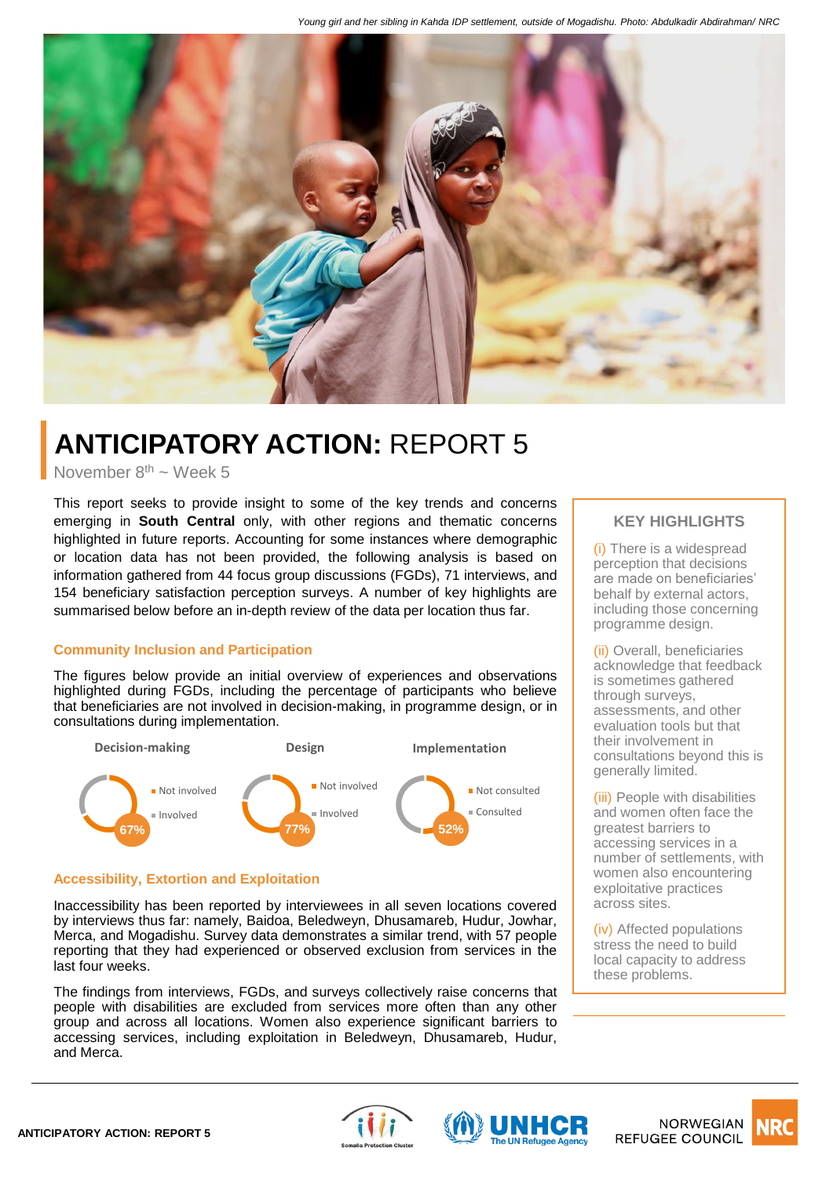*Young girl and her sibling in Kahda IDP settlement, outside of Mogadishu. Photo: Abdulkadir Abdirahman/ NRC*

# ANTICIPATORY ACTION: REPORT 5

November 8th ~ Week 5

This report seeks to provide insight to some of the key trends and concerns emerging in **South Central** only, with other regions and thematic concerns highlighted in future reports. Accounting for some instances where demographic or location data has not been provided, the following analysis is based on information gathered from 44 focus group discussions (FGDs), 71 interviews, and 154 beneficiary satisfaction perception surveys. A number of key highlights are summarised below before an in-depth review of the data per location thus far.

### Community Inclusion and Participation

The figures below provide an initial overview of experiences and observations highlighted during FGDs, including the percentage of participants who believe that beneficiaries are not involved in decision-making, in programme design, or in consultations during implementation.

**Decision-making**
- Not involved: 67%
- Involved

**Design**
- Not involved: 77%
- Involved

**Implementation**
- Not consulted: 52%
- Consulted

### Accessibility, Extortion and Exploitation

Inaccessibility has been reported by interviewees in all seven locations covered by interviews thus far: namely, Baidoa, Beledweyn, Dhusamareb, Hudur, Jowhar, Merca, and Mogadishu. Survey data demonstrates a similar trend, with 57 people reporting that they had experienced or observed exclusion from services in the last four weeks.

The findings from interviews, FGDs, and surveys collectively raise concerns that people with disabilities are excluded from services more often than any other group and across all locations. Women also experience significant barriers to accessing services, including exploitation in Beledweyn, Dhusamareb, Hudur, and Merca.

### KEY HIGHLIGHTS

(i) There is a widespread perception that decisions are made on beneficiaries' behalf by external actors, including those concerning programme design.

(ii) Overall, beneficiaries acknowledge that feedback is sometimes gathered through surveys, assessments, and other evaluation tools but that their involvement in consultations beyond this is generally limited.

(iii) People with disabilities and women often face the greatest barriers to accessing services in a number of settlements, with women also encountering exploitative practices across sites.

(iv) Affected populations stress the need to build local capacity to address these problems.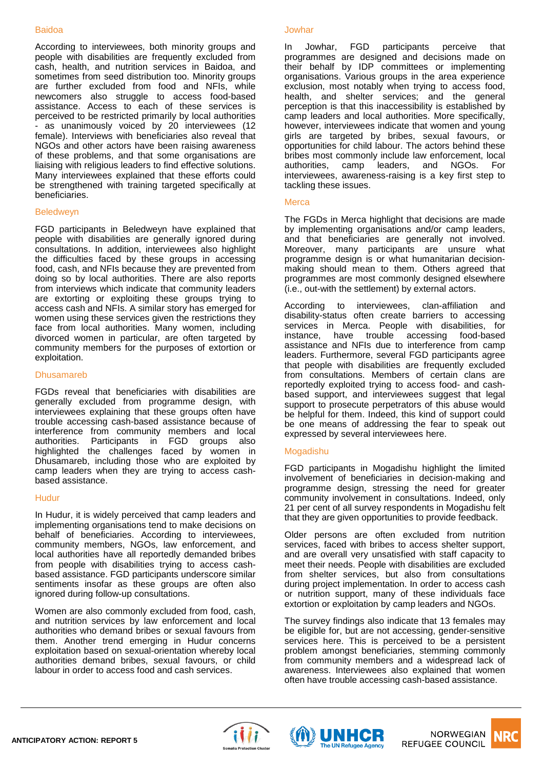### Baidoa

According to interviewees, both minority groups and people with disabilities are frequently excluded from cash, health, and nutrition services in Baidoa, and sometimes from seed distribution too. Minority groups are further excluded from food and NFIs, while newcomers also struggle to access food-based assistance. Access to each of these services is perceived to be restricted primarily by local authorities - as unanimously voiced by 20 interviewees (12 female). Interviews with beneficiaries also reveal that NGOs and other actors have been raising awareness of these problems, and that some organisations are liaising with religious leaders to find effective solutions. Many interviewees explained that these efforts could be strengthened with training targeted specifically at beneficiaries.

### Beledweyn

FGD participants in Beledweyn have explained that people with disabilities are generally ignored during consultations. In addition, interviewees also highlight the difficulties faced by these groups in accessing food, cash, and NFIs because they are prevented from doing so by local authorities. There are also reports from interviews which indicate that community leaders are extorting or exploiting these groups trying to access cash and NFIs. A similar story has emerged for women using these services given the restrictions they face from local authorities. Many women, including divorced women in particular, are often targeted by community members for the purposes of extortion or exploitation.

### Dhusamareb

FGDs reveal that beneficiaries with disabilities are generally excluded from programme design, with interviewees explaining that these groups often have trouble accessing cash-based assistance because of interference from community members and local authorities. Participants in FGD groups also highlighted the challenges faced by women in Dhusamareb, including those who are exploited by camp leaders when they are trying to access cash-based assistance.

### Hudur

In Hudur, it is widely perceived that camp leaders and implementing organisations tend to make decisions on behalf of beneficiaries. According to interviewees, community members, NGOs, law enforcement, and local authorities have all reportedly demanded bribes from people with disabilities trying to access cash-based assistance. FGD participants underscore similar sentiments insofar as these groups are often also ignored during follow-up consultations.

Women are also commonly excluded from food, cash, and nutrition services by law enforcement and local authorities who demand bribes or sexual favours from them. Another trend emerging in Hudur concerns exploitation based on sexual-orientation whereby local authorities demand bribes, sexual favours, or child labour in order to access food and cash services.

### Jowhar

In Jowhar, FGD participants perceive that programmes are designed and decisions made on their behalf by IDP committees or implementing organisations. Various groups in the area experience exclusion, most notably when trying to access food, health, and shelter services; and the general perception is that this inaccessibility is established by camp leaders and local authorities. More specifically, however, interviewees indicate that women and young girls are targeted by bribes, sexual favours, or opportunities for child labour. The actors behind these bribes most commonly include law enforcement, local authorities, camp leaders, and NGOs. For interviewees, awareness-raising is a key first step to tackling these issues.

### Merca

The FGDs in Merca highlight that decisions are made by implementing organisations and/or camp leaders, and that beneficiaries are generally not involved. Moreover, many participants are unsure what programme design is or what humanitarian decision-making should mean to them. Others agreed that programmes are most commonly designed elsewhere (i.e., out-with the settlement) by external actors.

According to interviewees, clan-affiliation and disability-status often create barriers to accessing services in Merca. People with disabilities, for instance, have trouble accessing food-based assistance and NFIs due to interference from camp leaders. Furthermore, several FGD participants agree that people with disabilities are frequently excluded from consultations. Members of certain clans are reportedly exploited trying to access food- and cash-based support, and interviewees suggest that legal support to prosecute perpetrators of this abuse would be helpful for them. Indeed, this kind of support could be one means of addressing the fear to speak out expressed by several interviewees here.

### Mogadishu

FGD participants in Mogadishu highlight the limited involvement of beneficiaries in decision-making and programme design, stressing the need for greater community involvement in consultations. Indeed, only 21 per cent of all survey respondents in Mogadishu felt that they are given opportunities to provide feedback.

Older persons are often excluded from nutrition services, faced with bribes to access shelter support, and are overall very unsatisfied with staff capacity to meet their needs. People with disabilities are excluded from shelter services, but also from consultations during project implementation. In order to access cash or nutrition support, many of these individuals face extortion or exploitation by camp leaders and NGOs.

The survey findings also indicate that 13 females may be eligible for, but are not accessing, gender-sensitive services here. This is perceived to be a persistent problem amongst beneficiaries, stemming commonly from community members and a widespread lack of awareness. Interviewees also explained that women often have trouble accessing cash-based assistance.